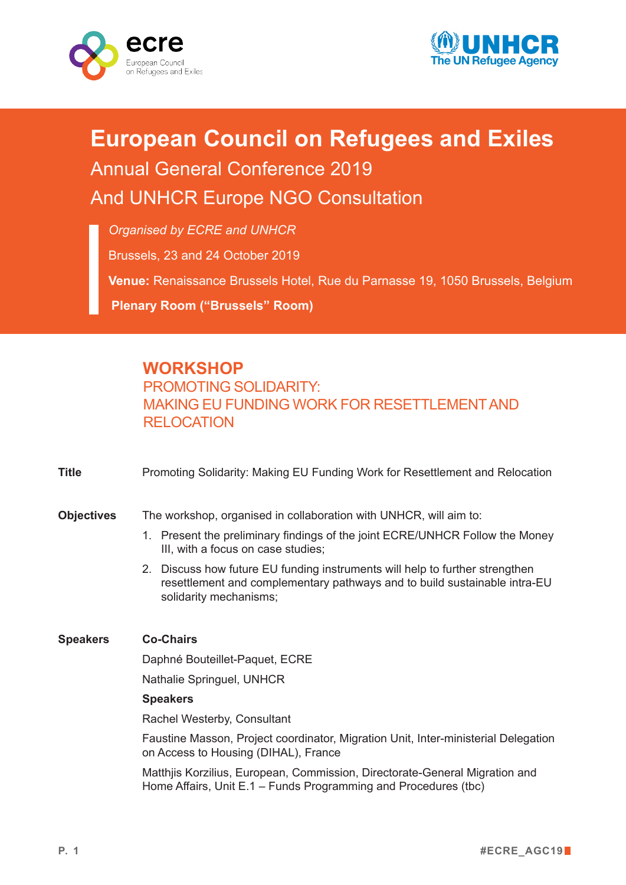ecre
European Council on Refugees and Exiles

UNHCR
The UN Refugee Agency

# European Council on Refugees and Exiles

## Annual General Conference 2019

## And UNHCR Europe NGO Consultation

*Organised by ECRE and UNHCR*

Brussels, 23 and 24 October 2019

**Venue:** Renaissance Brussels Hotel, Rue du Parnasse 19, 1050 Brussels, Belgium

**Plenary Room ("Brussels" Room)**

## WORKSHOP

### PROMOTING SOLIDARITY: MAKING EU FUNDING WORK FOR RESETTLEMENT AND RELOCATION

**Title**

Promoting Solidarity: Making EU Funding Work for Resettlement and Relocation

**Objectives**

The workshop, organised in collaboration with UNHCR, will aim to:

1. Present the preliminary findings of the joint ECRE/UNHCR Follow the Money III, with a focus on case studies;
2. Discuss how future EU funding instruments will help to further strengthen resettlement and complementary pathways and to build sustainable intra-EU solidarity mechanisms;

**Speakers**

**Co-Chairs**

Daphné Bouteillet-Paquet, ECRE

Nathalie Springuel, UNHCR

**Speakers**

Rachel Westerby, Consultant

Faustine Masson, Project coordinator, Migration Unit, Inter-ministerial Delegation on Access to Housing (DIHAL), France

Matthjis Korzilius, European, Commission, Directorate-General Migration and Home Affairs, Unit E.1 – Funds Programming and Procedures (tbc)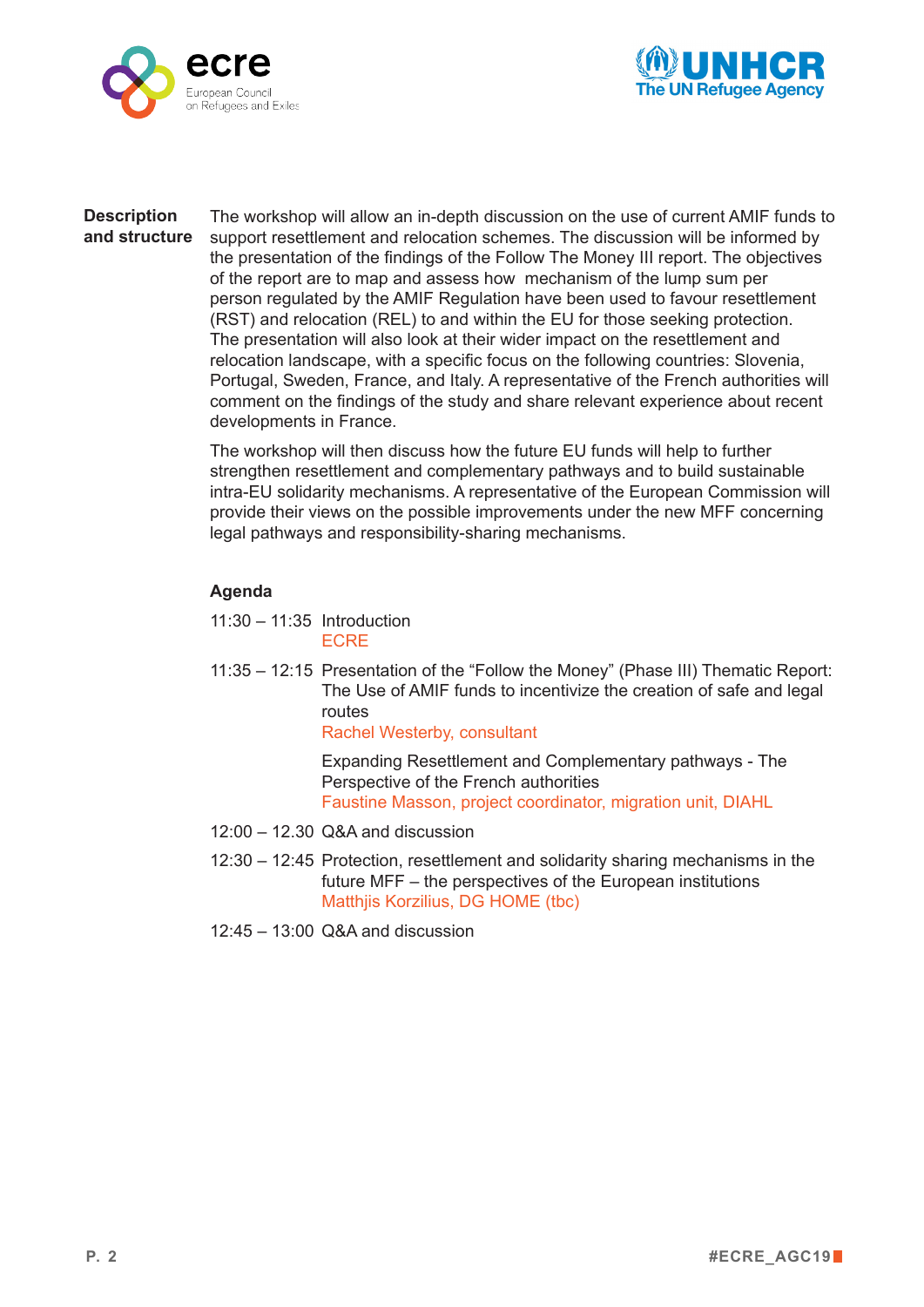**Description and structure**

The workshop will allow an in-depth discussion on the use of current AMIF funds to support resettlement and relocation schemes. The discussion will be informed by the presentation of the findings of the Follow The Money III report. The objectives of the report are to map and assess how mechanism of the lump sum per person regulated by the AMIF Regulation have been used to favour resettlement (RST) and relocation (REL) to and within the EU for those seeking protection. The presentation will also look at their wider impact on the resettlement and relocation landscape, with a specific focus on the following countries: Slovenia, Portugal, Sweden, France, and Italy. A representative of the French authorities will comment on the findings of the study and share relevant experience about recent developments in France.

The workshop will then discuss how the future EU funds will help to further strengthen resettlement and complementary pathways and to build sustainable intra-EU solidarity mechanisms. A representative of the European Commission will provide their views on the possible improvements under the new MFF concerning legal pathways and responsibility-sharing mechanisms.

## Agenda

11:30 – 11:35 Introduction
ECRE

11:35 – 12:15 Presentation of the "Follow the Money" (Phase III) Thematic Report: The Use of AMIF funds to incentivize the creation of safe and legal routes
Rachel Westerby, consultant

Expanding Resettlement and Complementary pathways - The Perspective of the French authorities
Faustine Masson, project coordinator, migration unit, DIAHL

12:00 – 12.30 Q&A and discussion

12:30 – 12:45 Protection, resettlement and solidarity sharing mechanisms in the future MFF – the perspectives of the European institutions
Matthjis Korzilius, DG HOME (tbc)

12:45 – 13:00 Q&A and discussion